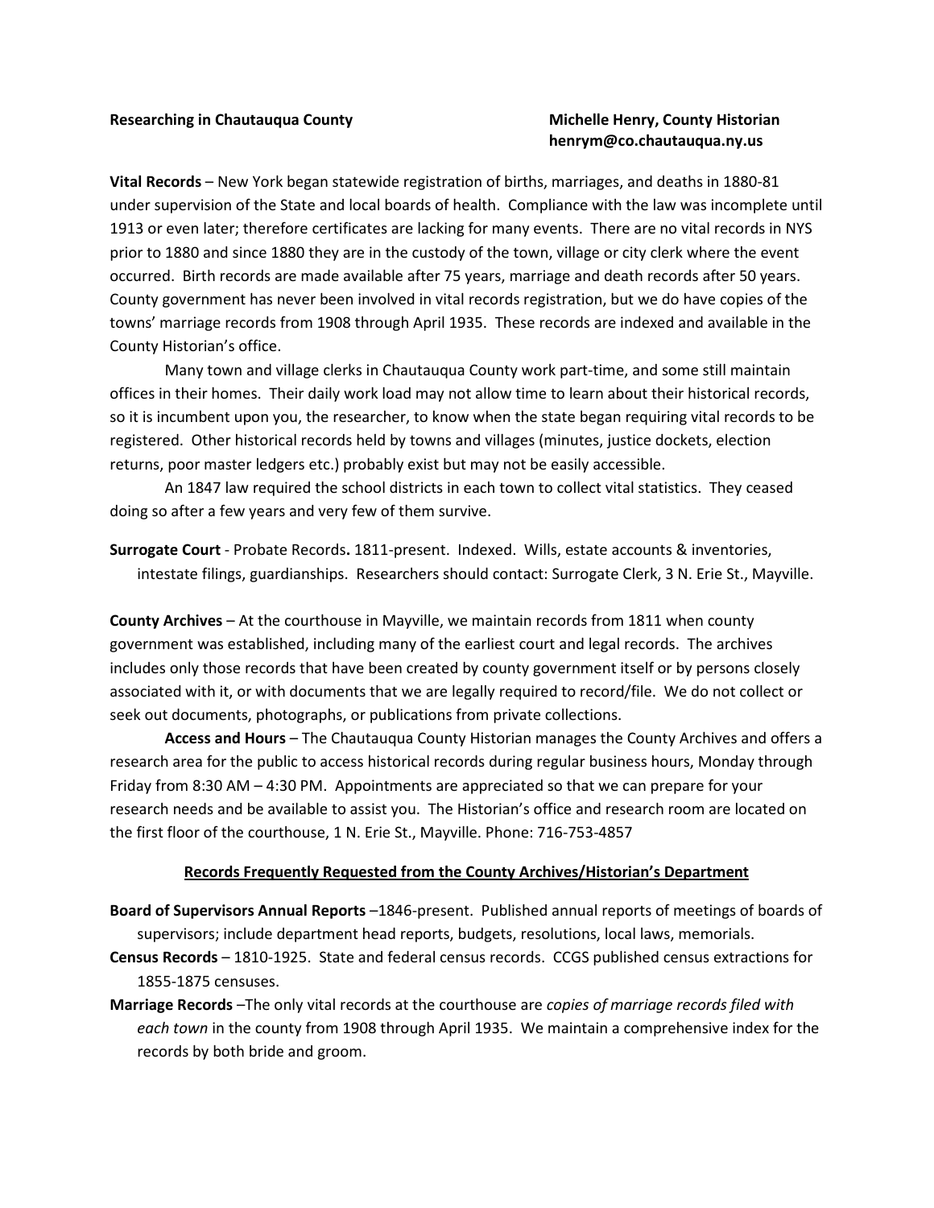**Researching in Chautauqua County** **Michelle Henry, County Historian**
**henrym@co.chautauqua.ny.us**

**Vital Records** – New York began statewide registration of births, marriages, and deaths in 1880-81 under supervision of the State and local boards of health. Compliance with the law was incomplete until 1913 or even later; therefore certificates are lacking for many events. There are no vital records in NYS prior to 1880 and since 1880 they are in the custody of the town, village or city clerk where the event occurred. Birth records are made available after 75 years, marriage and death records after 50 years. County government has never been involved in vital records registration, but we do have copies of the towns' marriage records from 1908 through April 1935. These records are indexed and available in the County Historian's office.

Many town and village clerks in Chautauqua County work part-time, and some still maintain offices in their homes. Their daily work load may not allow time to learn about their historical records, so it is incumbent upon you, the researcher, to know when the state began requiring vital records to be registered. Other historical records held by towns and villages (minutes, justice dockets, election returns, poor master ledgers etc.) probably exist but may not be easily accessible.

An 1847 law required the school districts in each town to collect vital statistics. They ceased doing so after a few years and very few of them survive.

**Surrogate Court** - Probate Records**.** 1811-present. Indexed. Wills, estate accounts & inventories, intestate filings, guardianships. Researchers should contact: Surrogate Clerk, 3 N. Erie St., Mayville.

**County Archives** – At the courthouse in Mayville, we maintain records from 1811 when county government was established, including many of the earliest court and legal records. The archives includes only those records that have been created by county government itself or by persons closely associated with it, or with documents that we are legally required to record/file. We do not collect or seek out documents, photographs, or publications from private collections.

**Access and Hours** – The Chautauqua County Historian manages the County Archives and offers a research area for the public to access historical records during regular business hours, Monday through Friday from 8:30 AM – 4:30 PM. Appointments are appreciated so that we can prepare for your research needs and be available to assist you. The Historian's office and research room are located on the first floor of the courthouse, 1 N. Erie St., Mayville. Phone: 716-753-4857

## Records Frequently Requested from the County Archives/Historian's Department

**Board of Supervisors Annual Reports** –1846-present. Published annual reports of meetings of boards of supervisors; include department head reports, budgets, resolutions, local laws, memorials.

**Census Records** – 1810-1925. State and federal census records. CCGS published census extractions for 1855-1875 censuses.

**Marriage Records** –The only vital records at the courthouse are *copies of marriage records filed with each town* in the county from 1908 through April 1935. We maintain a comprehensive index for the records by both bride and groom.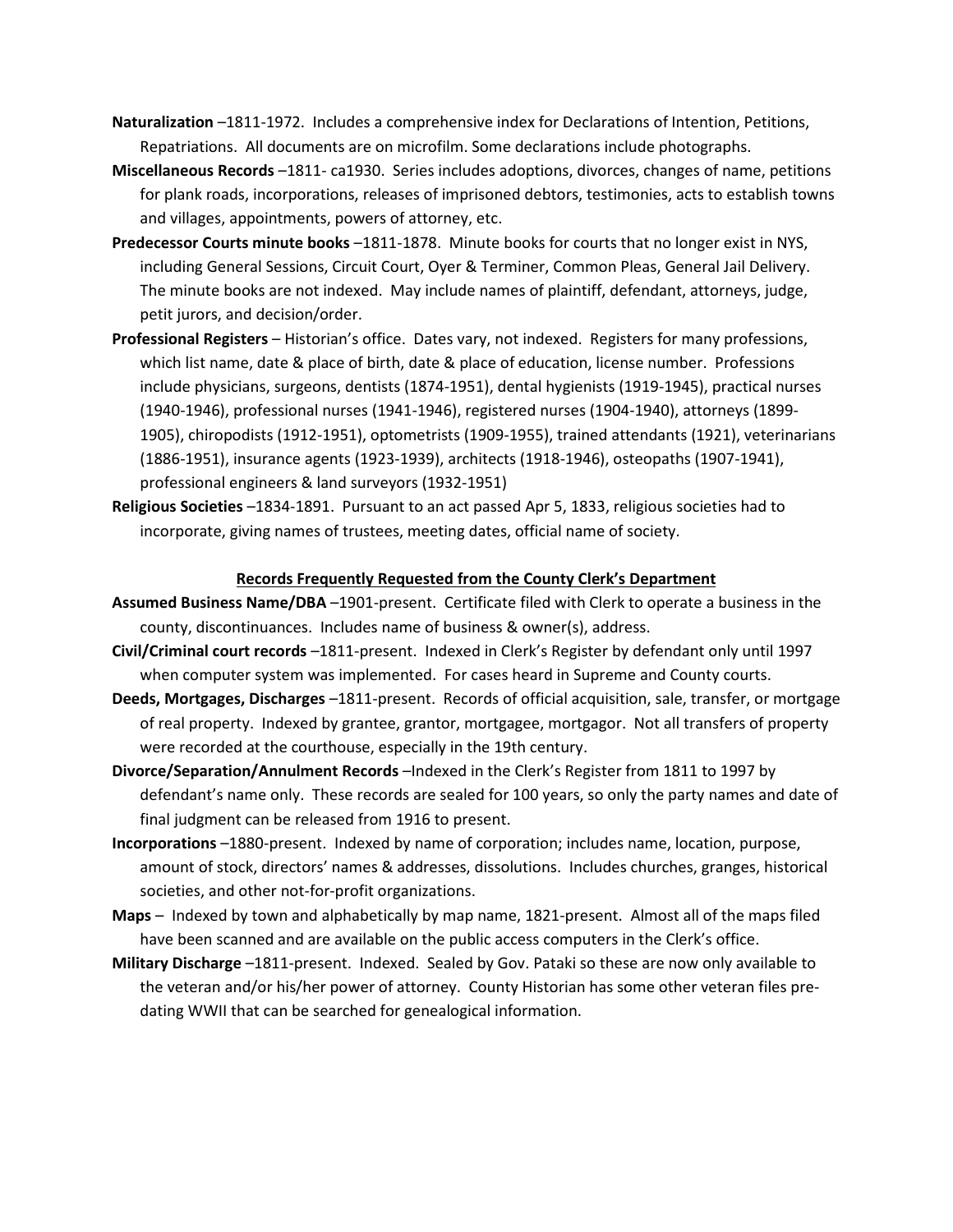**Naturalization** –1811-1972. Includes a comprehensive index for Declarations of Intention, Petitions, Repatriations. All documents are on microfilm. Some declarations include photographs.

**Miscellaneous Records** –1811- ca1930. Series includes adoptions, divorces, changes of name, petitions for plank roads, incorporations, releases of imprisoned debtors, testimonies, acts to establish towns and villages, appointments, powers of attorney, etc.

**Predecessor Courts minute books** –1811-1878. Minute books for courts that no longer exist in NYS, including General Sessions, Circuit Court, Oyer & Terminer, Common Pleas, General Jail Delivery. The minute books are not indexed. May include names of plaintiff, defendant, attorneys, judge, petit jurors, and decision/order.

**Professional Registers** – Historian's office. Dates vary, not indexed. Registers for many professions, which list name, date & place of birth, date & place of education, license number. Professions include physicians, surgeons, dentists (1874-1951), dental hygienists (1919-1945), practical nurses (1940-1946), professional nurses (1941-1946), registered nurses (1904-1940), attorneys (1899-1905), chiropodists (1912-1951), optometrists (1909-1955), trained attendants (1921), veterinarians (1886-1951), insurance agents (1923-1939), architects (1918-1946), osteopaths (1907-1941), professional engineers & land surveyors (1932-1951)

**Religious Societies** –1834-1891. Pursuant to an act passed Apr 5, 1833, religious societies had to incorporate, giving names of trustees, meeting dates, official name of society.

## Records Frequently Requested from the County Clerk's Department

**Assumed Business Name/DBA** –1901-present. Certificate filed with Clerk to operate a business in the county, discontinuances. Includes name of business & owner(s), address.

**Civil/Criminal court records** –1811-present. Indexed in Clerk's Register by defendant only until 1997 when computer system was implemented. For cases heard in Supreme and County courts.

**Deeds, Mortgages, Discharges** –1811-present. Records of official acquisition, sale, transfer, or mortgage of real property. Indexed by grantee, grantor, mortgagee, mortgagor. Not all transfers of property were recorded at the courthouse, especially in the 19th century.

**Divorce/Separation/Annulment Records** –Indexed in the Clerk's Register from 1811 to 1997 by defendant's name only. These records are sealed for 100 years, so only the party names and date of final judgment can be released from 1916 to present.

**Incorporations** –1880-present. Indexed by name of corporation; includes name, location, purpose, amount of stock, directors' names & addresses, dissolutions. Includes churches, granges, historical societies, and other not-for-profit organizations.

**Maps** – Indexed by town and alphabetically by map name, 1821-present. Almost all of the maps filed have been scanned and are available on the public access computers in the Clerk's office.

**Military Discharge** –1811-present. Indexed. Sealed by Gov. Pataki so these are now only available to the veteran and/or his/her power of attorney. County Historian has some other veteran files pre-dating WWII that can be searched for genealogical information.